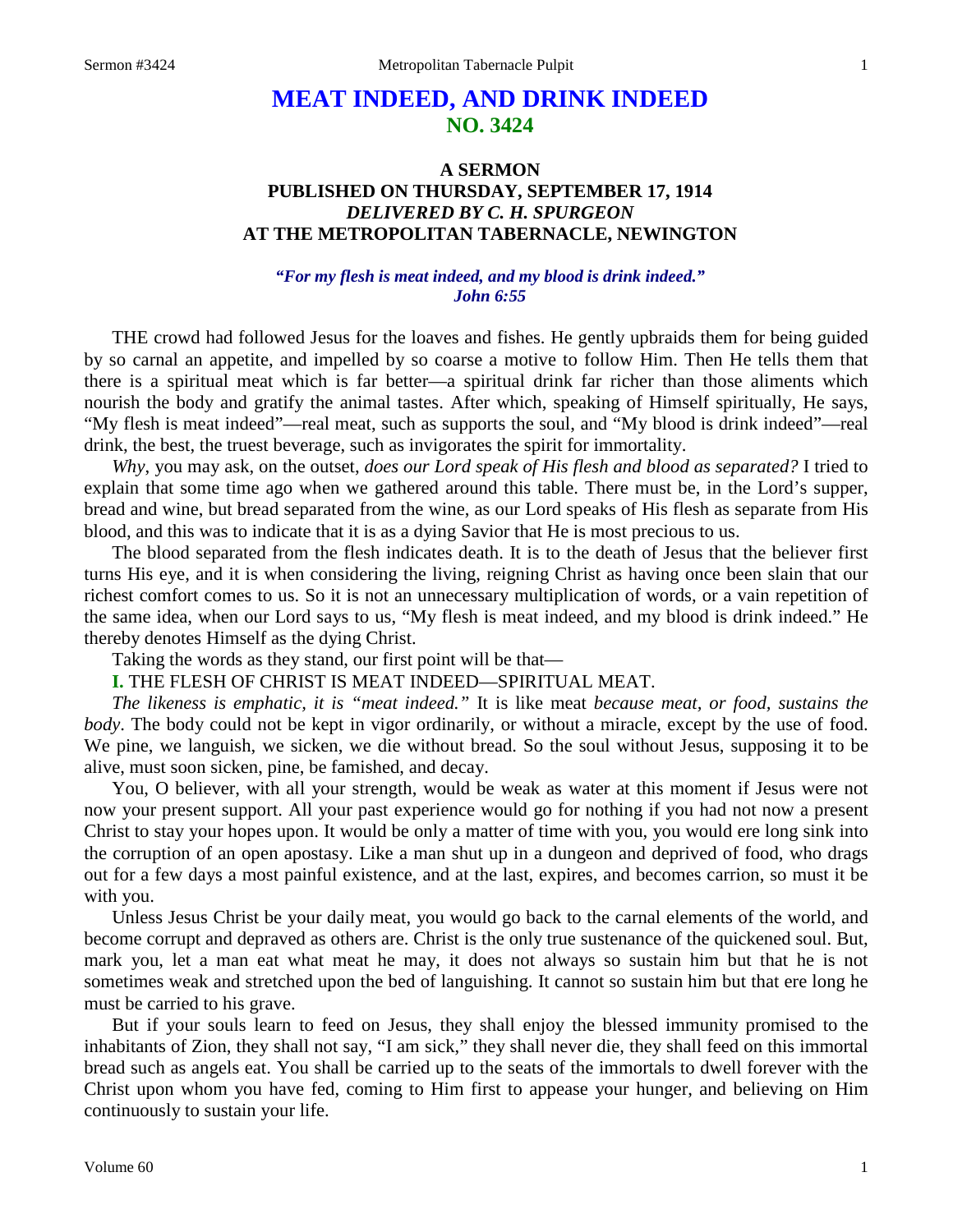# MEAT INDEED, AND DRINK INDEED
## NO. 3424

### A SERMON
### PUBLISHED ON THURSDAY, SEPTEMBER 17, 1914
### *DELIVERED BY C. H. SPURGEON*
### AT THE METROPOLITAN TABERNACLE, NEWINGTON

*"For my flesh is meat indeed, and my blood is drink indeed."*
*John 6:55*

THE crowd had followed Jesus for the loaves and fishes. He gently upbraids them for being guided by so carnal an appetite, and impelled by so coarse a motive to follow Him. Then He tells them that there is a spiritual meat which is far better—a spiritual drink far richer than those aliments which nourish the body and gratify the animal tastes. After which, speaking of Himself spiritually, He says, "My flesh is meat indeed"—real meat, such as supports the soul, and "My blood is drink indeed"—real drink, the best, the truest beverage, such as invigorates the spirit for immortality.

*Why*, you may ask, on the outset, *does our Lord speak of His flesh and blood as separated?* I tried to explain that some time ago when we gathered around this table. There must be, in the Lord's supper, bread and wine, but bread separated from the wine, as our Lord speaks of His flesh as separate from His blood, and this was to indicate that it is as a dying Savior that He is most precious to us.

The blood separated from the flesh indicates death. It is to the death of Jesus that the believer first turns His eye, and it is when considering the living, reigning Christ as having once been slain that our richest comfort comes to us. So it is not an unnecessary multiplication of words, or a vain repetition of the same idea, when our Lord says to us, "My flesh is meat indeed, and my blood is drink indeed." He thereby denotes Himself as the dying Christ.

Taking the words as they stand, our first point will be that—

**I.** THE FLESH OF CHRIST IS MEAT INDEED—SPIRITUAL MEAT.

*The likeness is emphatic, it is "meat indeed."* It is like meat *because meat, or food, sustains the body*. The body could not be kept in vigor ordinarily, or without a miracle, except by the use of food. We pine, we languish, we sicken, we die without bread. So the soul without Jesus, supposing it to be alive, must soon sicken, pine, be famished, and decay.

You, O believer, with all your strength, would be weak as water at this moment if Jesus were not now your present support. All your past experience would go for nothing if you had not now a present Christ to stay your hopes upon. It would be only a matter of time with you, you would ere long sink into the corruption of an open apostasy. Like a man shut up in a dungeon and deprived of food, who drags out for a few days a most painful existence, and at the last, expires, and becomes carrion, so must it be with you.

Unless Jesus Christ be your daily meat, you would go back to the carnal elements of the world, and become corrupt and depraved as others are. Christ is the only true sustenance of the quickened soul. But, mark you, let a man eat what meat he may, it does not always so sustain him but that he is not sometimes weak and stretched upon the bed of languishing. It cannot so sustain him but that ere long he must be carried to his grave.

But if your souls learn to feed on Jesus, they shall enjoy the blessed immunity promised to the inhabitants of Zion, they shall not say, "I am sick," they shall never die, they shall feed on this immortal bread such as angels eat. You shall be carried up to the seats of the immortals to dwell forever with the Christ upon whom you have fed, coming to Him first to appease your hunger, and believing on Him continuously to sustain your life.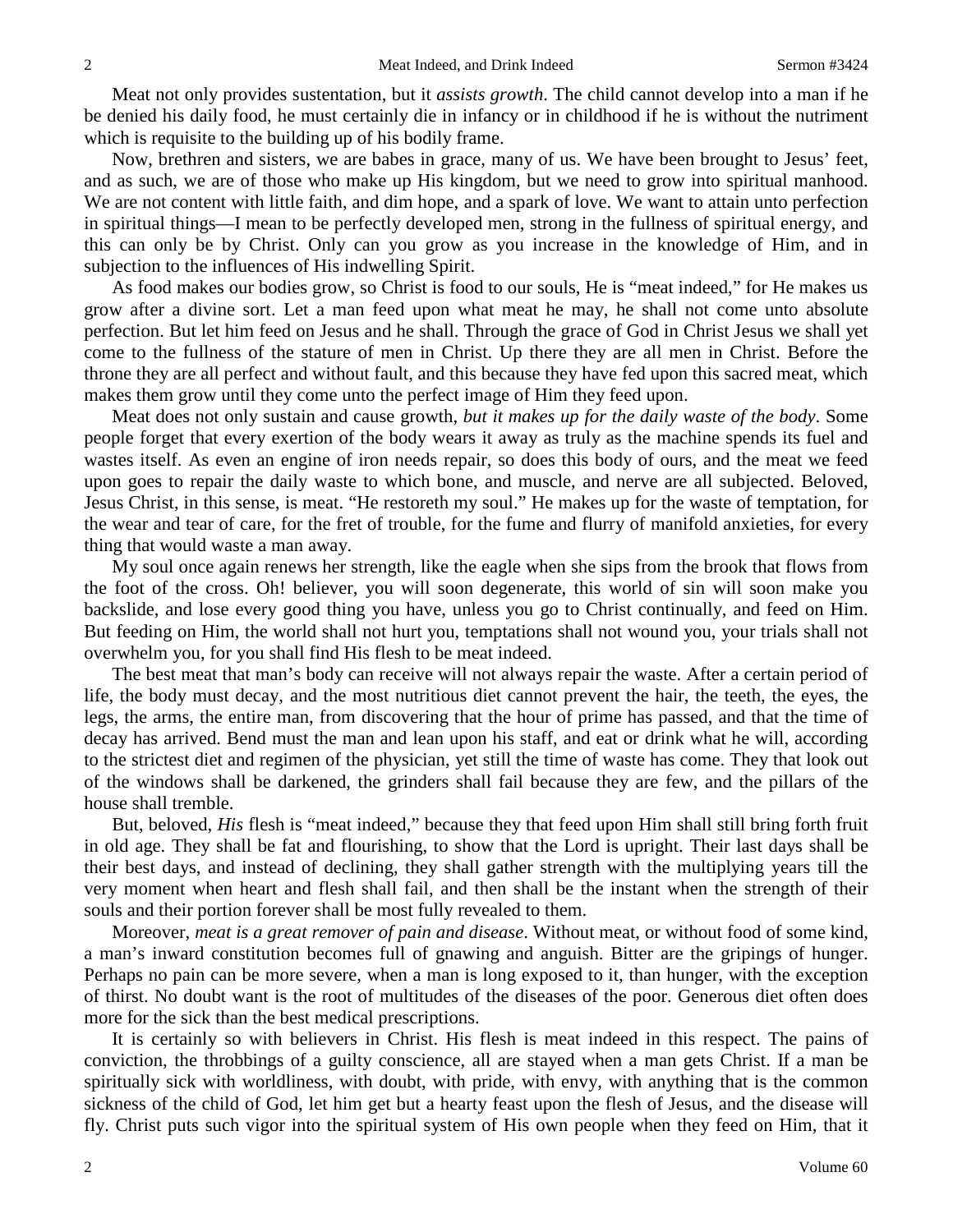Meat not only provides sustentation, but it *assists growth*. The child cannot develop into a man if he be denied his daily food, he must certainly die in infancy or in childhood if he is without the nutriment which is requisite to the building up of his bodily frame.

Now, brethren and sisters, we are babes in grace, many of us. We have been brought to Jesus' feet, and as such, we are of those who make up His kingdom, but we need to grow into spiritual manhood. We are not content with little faith, and dim hope, and a spark of love. We want to attain unto perfection in spiritual things—I mean to be perfectly developed men, strong in the fullness of spiritual energy, and this can only be by Christ. Only can you grow as you increase in the knowledge of Him, and in subjection to the influences of His indwelling Spirit.

As food makes our bodies grow, so Christ is food to our souls, He is "meat indeed," for He makes us grow after a divine sort. Let a man feed upon what meat he may, he shall not come unto absolute perfection. But let him feed on Jesus and he shall. Through the grace of God in Christ Jesus we shall yet come to the fullness of the stature of men in Christ. Up there they are all men in Christ. Before the throne they are all perfect and without fault, and this because they have fed upon this sacred meat, which makes them grow until they come unto the perfect image of Him they feed upon.

Meat does not only sustain and cause growth, *but it makes up for the daily waste of the body*. Some people forget that every exertion of the body wears it away as truly as the machine spends its fuel and wastes itself. As even an engine of iron needs repair, so does this body of ours, and the meat we feed upon goes to repair the daily waste to which bone, and muscle, and nerve are all subjected. Beloved, Jesus Christ, in this sense, is meat. "He restoreth my soul." He makes up for the waste of temptation, for the wear and tear of care, for the fret of trouble, for the fume and flurry of manifold anxieties, for every thing that would waste a man away.

My soul once again renews her strength, like the eagle when she sips from the brook that flows from the foot of the cross. Oh! believer, you will soon degenerate, this world of sin will soon make you backslide, and lose every good thing you have, unless you go to Christ continually, and feed on Him. But feeding on Him, the world shall not hurt you, temptations shall not wound you, your trials shall not overwhelm you, for you shall find His flesh to be meat indeed.

The best meat that man's body can receive will not always repair the waste. After a certain period of life, the body must decay, and the most nutritious diet cannot prevent the hair, the teeth, the eyes, the legs, the arms, the entire man, from discovering that the hour of prime has passed, and that the time of decay has arrived. Bend must the man and lean upon his staff, and eat or drink what he will, according to the strictest diet and regimen of the physician, yet still the time of waste has come. They that look out of the windows shall be darkened, the grinders shall fail because they are few, and the pillars of the house shall tremble.

But, beloved, *His* flesh is "meat indeed," because they that feed upon Him shall still bring forth fruit in old age. They shall be fat and flourishing, to show that the Lord is upright. Their last days shall be their best days, and instead of declining, they shall gather strength with the multiplying years till the very moment when heart and flesh shall fail, and then shall be the instant when the strength of their souls and their portion forever shall be most fully revealed to them.

Moreover, *meat is a great remover of pain and disease*. Without meat, or without food of some kind, a man's inward constitution becomes full of gnawing and anguish. Bitter are the gripings of hunger. Perhaps no pain can be more severe, when a man is long exposed to it, than hunger, with the exception of thirst. No doubt want is the root of multitudes of the diseases of the poor. Generous diet often does more for the sick than the best medical prescriptions.

It is certainly so with believers in Christ. His flesh is meat indeed in this respect. The pains of conviction, the throbbings of a guilty conscience, all are stayed when a man gets Christ. If a man be spiritually sick with worldliness, with doubt, with pride, with envy, with anything that is the common sickness of the child of God, let him get but a hearty feast upon the flesh of Jesus, and the disease will fly. Christ puts such vigor into the spiritual system of His own people when they feed on Him, that it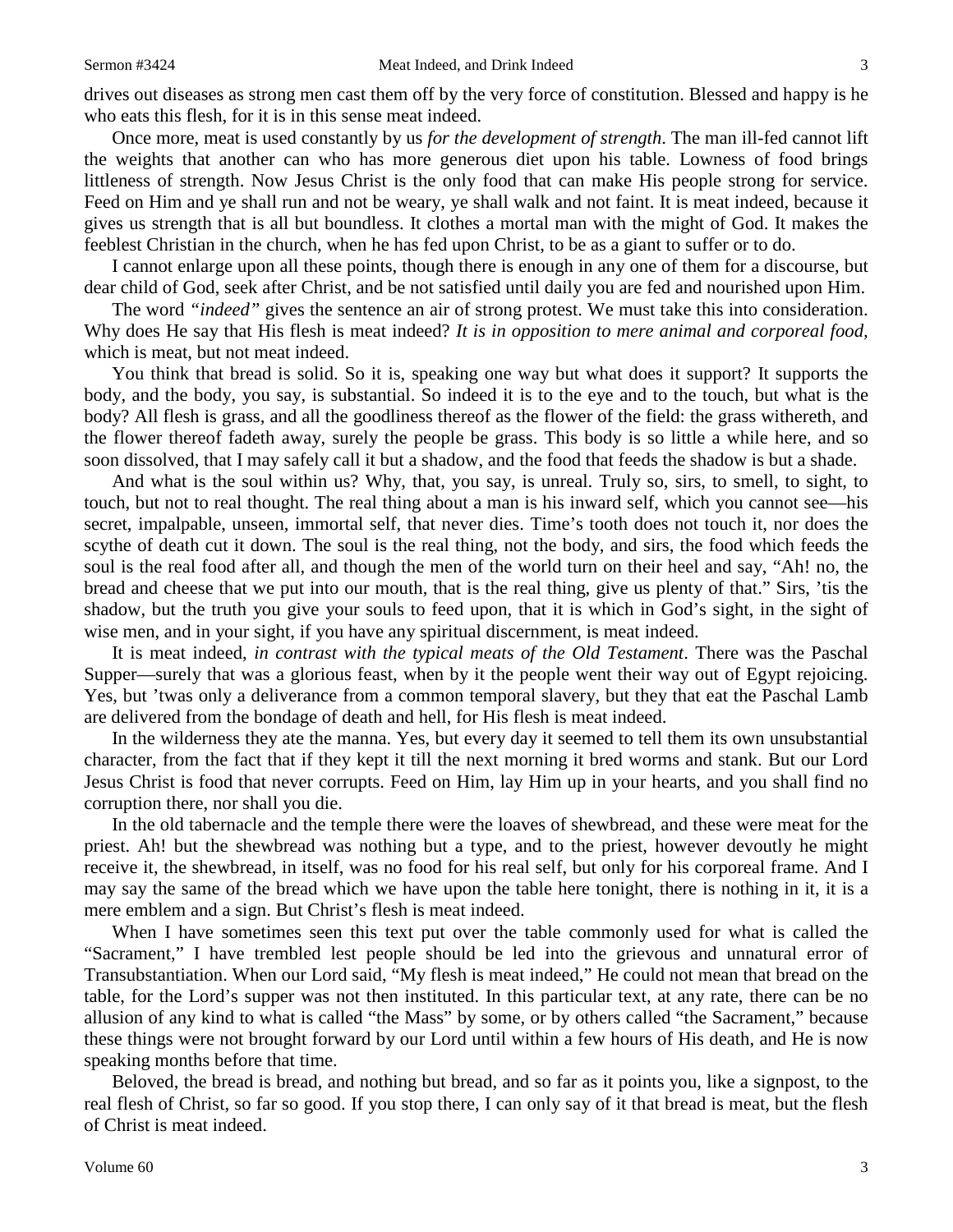drives out diseases as strong men cast them off by the very force of constitution. Blessed and happy is he who eats this flesh, for it is in this sense meat indeed.

Once more, meat is used constantly by us *for the development of strength*. The man ill-fed cannot lift the weights that another can who has more generous diet upon his table. Lowness of food brings littleness of strength. Now Jesus Christ is the only food that can make His people strong for service. Feed on Him and ye shall run and not be weary, ye shall walk and not faint. It is meat indeed, because it gives us strength that is all but boundless. It clothes a mortal man with the might of God. It makes the feeblest Christian in the church, when he has fed upon Christ, to be as a giant to suffer or to do.

I cannot enlarge upon all these points, though there is enough in any one of them for a discourse, but dear child of God, seek after Christ, and be not satisfied until daily you are fed and nourished upon Him.

The word *"indeed"* gives the sentence an air of strong protest. We must take this into consideration. Why does He say that His flesh is meat indeed? *It is in opposition to mere animal and corporeal food,* which is meat, but not meat indeed.

You think that bread is solid. So it is, speaking one way but what does it support? It supports the body, and the body, you say, is substantial. So indeed it is to the eye and to the touch, but what is the body? All flesh is grass, and all the goodliness thereof as the flower of the field: the grass withereth, and the flower thereof fadeth away, surely the people be grass. This body is so little a while here, and so soon dissolved, that I may safely call it but a shadow, and the food that feeds the shadow is but a shade.

And what is the soul within us? Why, that, you say, is unreal. Truly so, sirs, to smell, to sight, to touch, but not to real thought. The real thing about a man is his inward self, which you cannot see—his secret, impalpable, unseen, immortal self, that never dies. Time's tooth does not touch it, nor does the scythe of death cut it down. The soul is the real thing, not the body, and sirs, the food which feeds the soul is the real food after all, and though the men of the world turn on their heel and say, "Ah! no, the bread and cheese that we put into our mouth, that is the real thing, give us plenty of that." Sirs, 'tis the shadow, but the truth you give your souls to feed upon, that it is which in God's sight, in the sight of wise men, and in your sight, if you have any spiritual discernment, is meat indeed.

It is meat indeed, *in contrast with the typical meats of the Old Testament*. There was the Paschal Supper—surely that was a glorious feast, when by it the people went their way out of Egypt rejoicing. Yes, but 'twas only a deliverance from a common temporal slavery, but they that eat the Paschal Lamb are delivered from the bondage of death and hell, for His flesh is meat indeed.

In the wilderness they ate the manna. Yes, but every day it seemed to tell them its own unsubstantial character, from the fact that if they kept it till the next morning it bred worms and stank. But our Lord Jesus Christ is food that never corrupts. Feed on Him, lay Him up in your hearts, and you shall find no corruption there, nor shall you die.

In the old tabernacle and the temple there were the loaves of shewbread, and these were meat for the priest. Ah! but the shewbread was nothing but a type, and to the priest, however devoutly he might receive it, the shewbread, in itself, was no food for his real self, but only for his corporeal frame. And I may say the same of the bread which we have upon the table here tonight, there is nothing in it, it is a mere emblem and a sign. But Christ's flesh is meat indeed.

When I have sometimes seen this text put over the table commonly used for what is called the "Sacrament," I have trembled lest people should be led into the grievous and unnatural error of Transubstantiation. When our Lord said, "My flesh is meat indeed," He could not mean that bread on the table, for the Lord's supper was not then instituted. In this particular text, at any rate, there can be no allusion of any kind to what is called "the Mass" by some, or by others called "the Sacrament," because these things were not brought forward by our Lord until within a few hours of His death, and He is now speaking months before that time.

Beloved, the bread is bread, and nothing but bread, and so far as it points you, like a signpost, to the real flesh of Christ, so far so good. If you stop there, I can only say of it that bread is meat, but the flesh of Christ is meat indeed.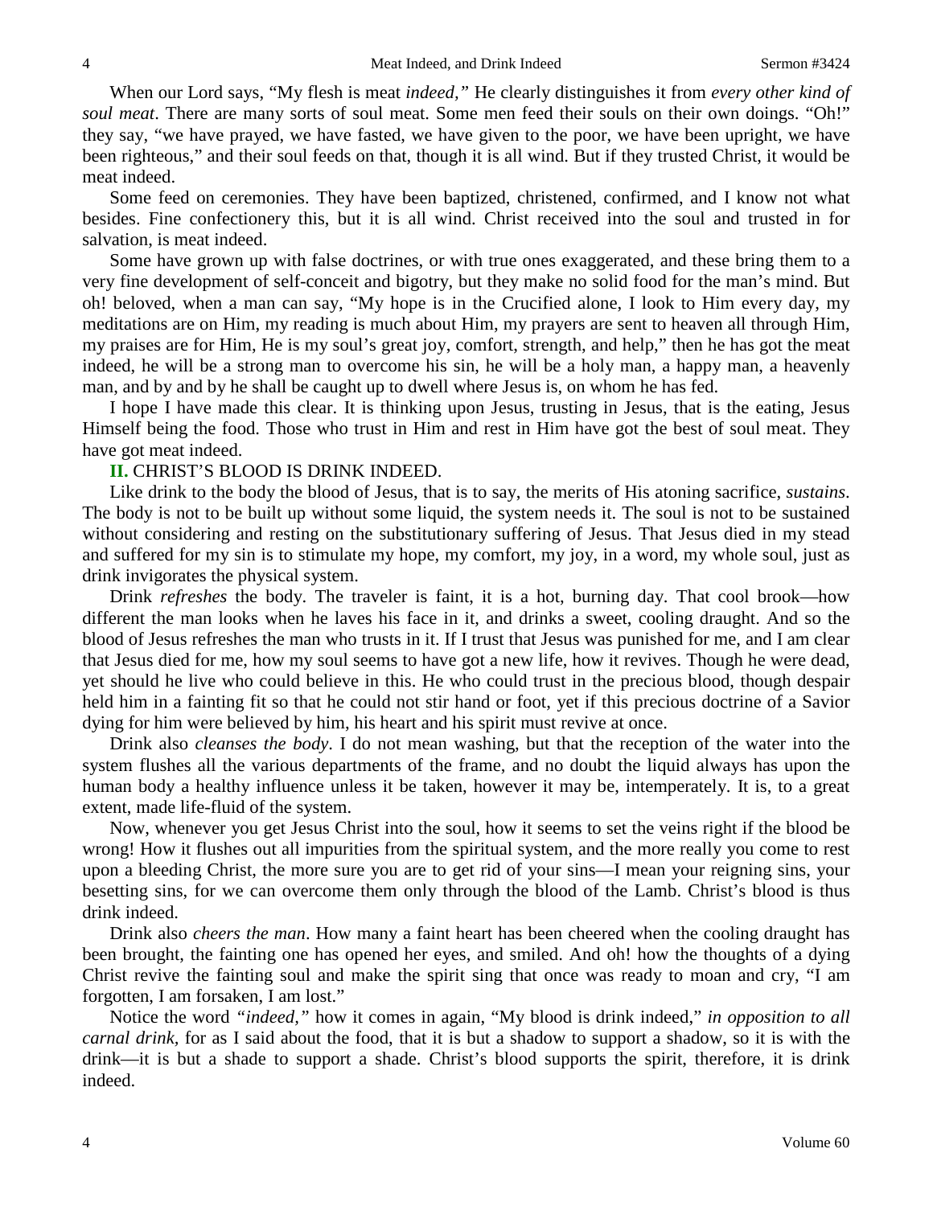When our Lord says, "My flesh is meat *indeed,"* He clearly distinguishes it from *every other kind of soul meat*. There are many sorts of soul meat. Some men feed their souls on their own doings. "Oh!" they say, "we have prayed, we have fasted, we have given to the poor, we have been upright, we have been righteous," and their soul feeds on that, though it is all wind. But if they trusted Christ, it would be meat indeed.

Some feed on ceremonies. They have been baptized, christened, confirmed, and I know not what besides. Fine confectionery this, but it is all wind. Christ received into the soul and trusted in for salvation, is meat indeed.

Some have grown up with false doctrines, or with true ones exaggerated, and these bring them to a very fine development of self-conceit and bigotry, but they make no solid food for the man's mind. But oh! beloved, when a man can say, "My hope is in the Crucified alone, I look to Him every day, my meditations are on Him, my reading is much about Him, my prayers are sent to heaven all through Him, my praises are for Him, He is my soul's great joy, comfort, strength, and help," then he has got the meat indeed, he will be a strong man to overcome his sin, he will be a holy man, a happy man, a heavenly man, and by and by he shall be caught up to dwell where Jesus is, on whom he has fed.

I hope I have made this clear. It is thinking upon Jesus, trusting in Jesus, that is the eating, Jesus Himself being the food. Those who trust in Him and rest in Him have got the best of soul meat. They have got meat indeed.

**II.** CHRIST'S BLOOD IS DRINK INDEED.

Like drink to the body the blood of Jesus, that is to say, the merits of His atoning sacrifice, *sustains*. The body is not to be built up without some liquid, the system needs it. The soul is not to be sustained without considering and resting on the substitutionary suffering of Jesus. That Jesus died in my stead and suffered for my sin is to stimulate my hope, my comfort, my joy, in a word, my whole soul, just as drink invigorates the physical system.

Drink *refreshes* the body. The traveler is faint, it is a hot, burning day. That cool brook—how different the man looks when he laves his face in it, and drinks a sweet, cooling draught. And so the blood of Jesus refreshes the man who trusts in it. If I trust that Jesus was punished for me, and I am clear that Jesus died for me, how my soul seems to have got a new life, how it revives. Though he were dead, yet should he live who could believe in this. He who could trust in the precious blood, though despair held him in a fainting fit so that he could not stir hand or foot, yet if this precious doctrine of a Savior dying for him were believed by him, his heart and his spirit must revive at once.

Drink also *cleanses the body*. I do not mean washing, but that the reception of the water into the system flushes all the various departments of the frame, and no doubt the liquid always has upon the human body a healthy influence unless it be taken, however it may be, intemperately. It is, to a great extent, made life-fluid of the system.

Now, whenever you get Jesus Christ into the soul, how it seems to set the veins right if the blood be wrong! How it flushes out all impurities from the spiritual system, and the more really you come to rest upon a bleeding Christ, the more sure you are to get rid of your sins—I mean your reigning sins, your besetting sins, for we can overcome them only through the blood of the Lamb. Christ's blood is thus drink indeed.

Drink also *cheers the man*. How many a faint heart has been cheered when the cooling draught has been brought, the fainting one has opened her eyes, and smiled. And oh! how the thoughts of a dying Christ revive the fainting soul and make the spirit sing that once was ready to moan and cry, "I am forgotten, I am forsaken, I am lost."

Notice the word *"indeed,"* how it comes in again, "My blood is drink indeed," *in opposition to all carnal drink,* for as I said about the food, that it is but a shadow to support a shadow, so it is with the drink—it is but a shade to support a shade. Christ's blood supports the spirit, therefore, it is drink indeed.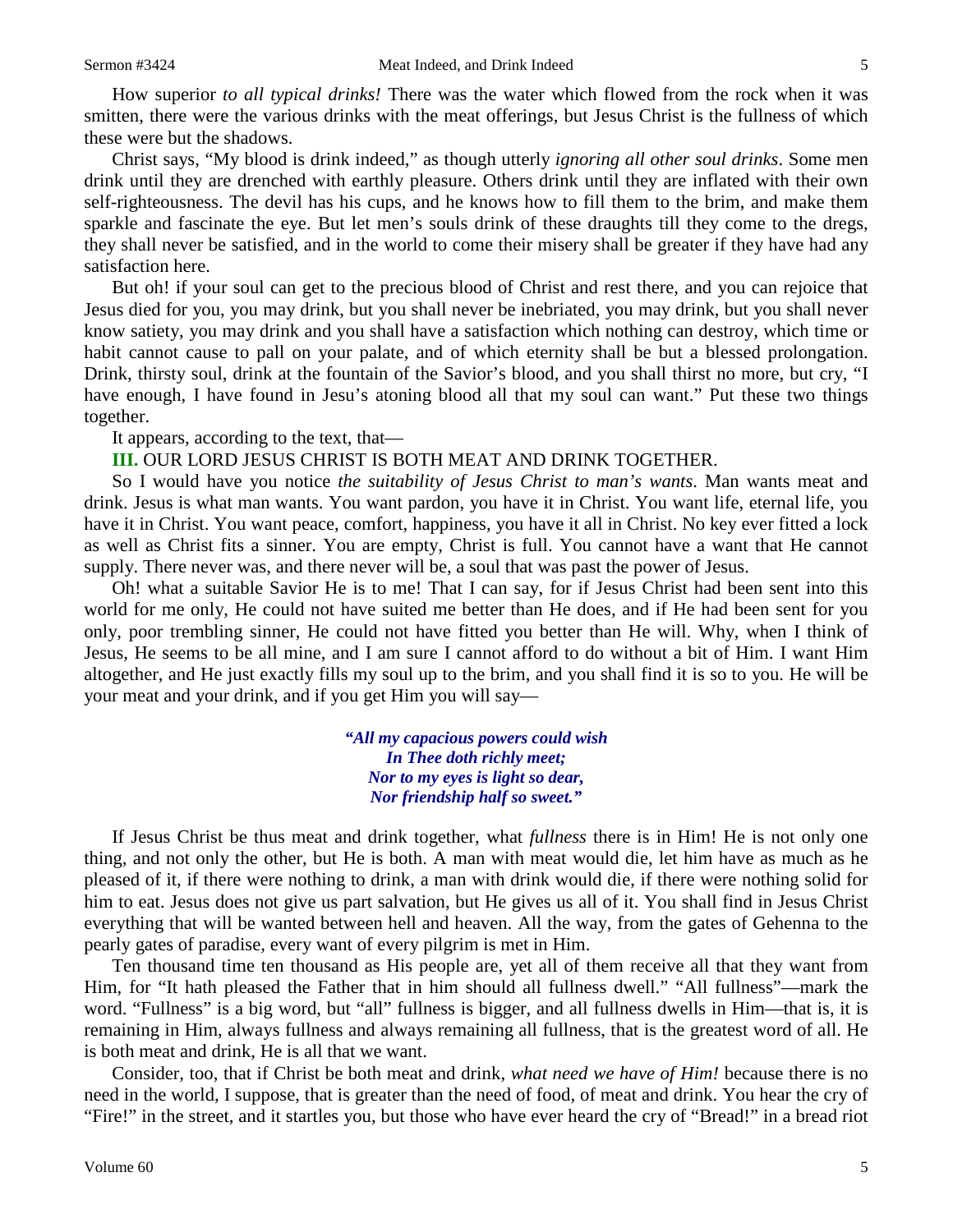How superior *to all typical drinks!* There was the water which flowed from the rock when it was smitten, there were the various drinks with the meat offerings, but Jesus Christ is the fullness of which these were but the shadows.

Christ says, "My blood is drink indeed," as though utterly *ignoring all other soul drinks*. Some men drink until they are drenched with earthly pleasure. Others drink until they are inflated with their own self-righteousness. The devil has his cups, and he knows how to fill them to the brim, and make them sparkle and fascinate the eye. But let men's souls drink of these draughts till they come to the dregs, they shall never be satisfied, and in the world to come their misery shall be greater if they have had any satisfaction here.

But oh! if your soul can get to the precious blood of Christ and rest there, and you can rejoice that Jesus died for you, you may drink, but you shall never be inebriated, you may drink, but you shall never know satiety, you may drink and you shall have a satisfaction which nothing can destroy, which time or habit cannot cause to pall on your palate, and of which eternity shall be but a blessed prolongation. Drink, thirsty soul, drink at the fountain of the Savior's blood, and you shall thirst no more, but cry, "I have enough, I have found in Jesu's atoning blood all that my soul can want." Put these two things together.

It appears, according to the text, that—

**III.** OUR LORD JESUS CHRIST IS BOTH MEAT AND DRINK TOGETHER.

So I would have you notice *the suitability of Jesus Christ to man's wants*. Man wants meat and drink. Jesus is what man wants. You want pardon, you have it in Christ. You want life, eternal life, you have it in Christ. You want peace, comfort, happiness, you have it all in Christ. No key ever fitted a lock as well as Christ fits a sinner. You are empty, Christ is full. You cannot have a want that He cannot supply. There never was, and there never will be, a soul that was past the power of Jesus.

Oh! what a suitable Savior He is to me! That I can say, for if Jesus Christ had been sent into this world for me only, He could not have suited me better than He does, and if He had been sent for you only, poor trembling sinner, He could not have fitted you better than He will. Why, when I think of Jesus, He seems to be all mine, and I am sure I cannot afford to do without a bit of Him. I want Him altogether, and He just exactly fills my soul up to the brim, and you shall find it is so to you. He will be your meat and your drink, and if you get Him you will say—

> ***"All my capacious powers could wish***
> ***In Thee doth richly meet;***
> ***Nor to my eyes is light so dear,***
> ***Nor friendship half so sweet."***

If Jesus Christ be thus meat and drink together, what *fullness* there is in Him! He is not only one thing, and not only the other, but He is both. A man with meat would die, let him have as much as he pleased of it, if there were nothing to drink, a man with drink would die, if there were nothing solid for him to eat. Jesus does not give us part salvation, but He gives us all of it. You shall find in Jesus Christ everything that will be wanted between hell and heaven. All the way, from the gates of Gehenna to the pearly gates of paradise, every want of every pilgrim is met in Him.

Ten thousand time ten thousand as His people are, yet all of them receive all that they want from Him, for "It hath pleased the Father that in him should all fullness dwell." "All fullness"—mark the word. "Fullness" is a big word, but "all" fullness is bigger, and all fullness dwells in Him—that is, it is remaining in Him, always fullness and always remaining all fullness, that is the greatest word of all. He is both meat and drink, He is all that we want.

Consider, too, that if Christ be both meat and drink, *what need we have of Him!* because there is no need in the world, I suppose, that is greater than the need of food, of meat and drink. You hear the cry of "Fire!" in the street, and it startles you, but those who have ever heard the cry of "Bread!" in a bread riot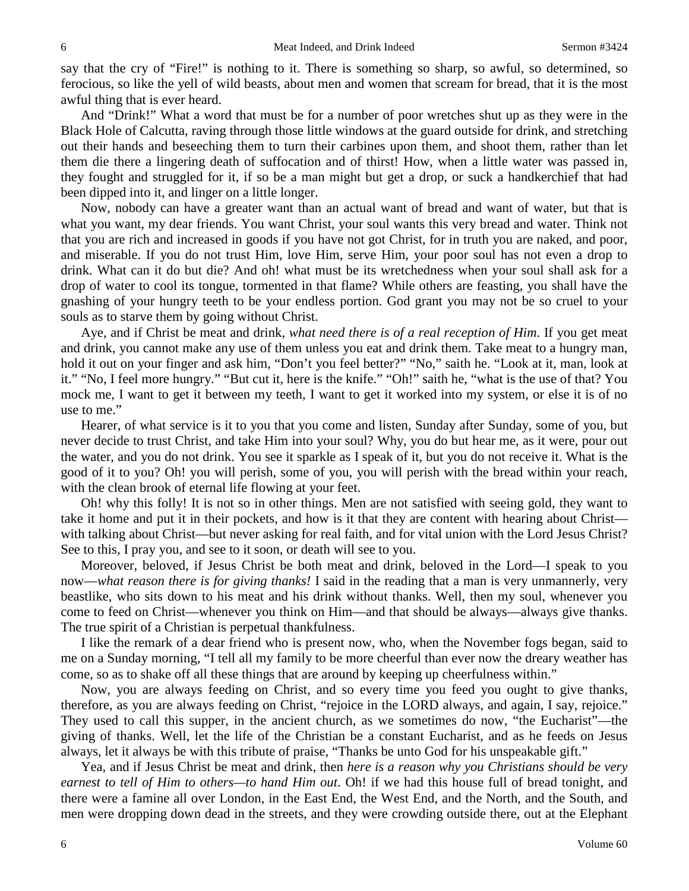say that the cry of "Fire!" is nothing to it. There is something so sharp, so awful, so determined, so ferocious, so like the yell of wild beasts, about men and women that scream for bread, that it is the most awful thing that is ever heard.

And "Drink!" What a word that must be for a number of poor wretches shut up as they were in the Black Hole of Calcutta, raving through those little windows at the guard outside for drink, and stretching out their hands and beseeching them to turn their carbines upon them, and shoot them, rather than let them die there a lingering death of suffocation and of thirst! How, when a little water was passed in, they fought and struggled for it, if so be a man might but get a drop, or suck a handkerchief that had been dipped into it, and linger on a little longer.

Now, nobody can have a greater want than an actual want of bread and want of water, but that is what you want, my dear friends. You want Christ, your soul wants this very bread and water. Think not that you are rich and increased in goods if you have not got Christ, for in truth you are naked, and poor, and miserable. If you do not trust Him, love Him, serve Him, your poor soul has not even a drop to drink. What can it do but die? And oh! what must be its wretchedness when your soul shall ask for a drop of water to cool its tongue, tormented in that flame? While others are feasting, you shall have the gnashing of your hungry teeth to be your endless portion. God grant you may not be so cruel to your souls as to starve them by going without Christ.

Aye, and if Christ be meat and drink, *what need there is of a real reception of Him*. If you get meat and drink, you cannot make any use of them unless you eat and drink them. Take meat to a hungry man, hold it out on your finger and ask him, "Don't you feel better?" "No," saith he. "Look at it, man, look at it." "No, I feel more hungry." "But cut it, here is the knife." "Oh!" saith he, "what is the use of that? You mock me, I want to get it between my teeth, I want to get it worked into my system, or else it is of no use to me."

Hearer, of what service is it to you that you come and listen, Sunday after Sunday, some of you, but never decide to trust Christ, and take Him into your soul? Why, you do but hear me, as it were, pour out the water, and you do not drink. You see it sparkle as I speak of it, but you do not receive it. What is the good of it to you? Oh! you will perish, some of you, you will perish with the bread within your reach, with the clean brook of eternal life flowing at your feet.

Oh! why this folly! It is not so in other things. Men are not satisfied with seeing gold, they want to take it home and put it in their pockets, and how is it that they are content with hearing about Christ—with talking about Christ—but never asking for real faith, and for vital union with the Lord Jesus Christ? See to this, I pray you, and see to it soon, or death will see to you.

Moreover, beloved, if Jesus Christ be both meat and drink, beloved in the Lord—I speak to you now—*what reason there is for giving thanks!* I said in the reading that a man is very unmannerly, very beastlike, who sits down to his meat and his drink without thanks. Well, then my soul, whenever you come to feed on Christ—whenever you think on Him—and that should be always—always give thanks. The true spirit of a Christian is perpetual thankfulness.

I like the remark of a dear friend who is present now, who, when the November fogs began, said to me on a Sunday morning, "I tell all my family to be more cheerful than ever now the dreary weather has come, so as to shake off all these things that are around by keeping up cheerfulness within."

Now, you are always feeding on Christ, and so every time you feed you ought to give thanks, therefore, as you are always feeding on Christ, "rejoice in the LORD always, and again, I say, rejoice." They used to call this supper, in the ancient church, as we sometimes do now, "the Eucharist"—the giving of thanks. Well, let the life of the Christian be a constant Eucharist, and as he feeds on Jesus always, let it always be with this tribute of praise, "Thanks be unto God for his unspeakable gift."

Yea, and if Jesus Christ be meat and drink, then *here is a reason why you Christians should be very earnest to tell of Him to others—to hand Him out*. Oh! if we had this house full of bread tonight, and there were a famine all over London, in the East End, the West End, and the North, and the South, and men were dropping down dead in the streets, and they were crowding outside there, out at the Elephant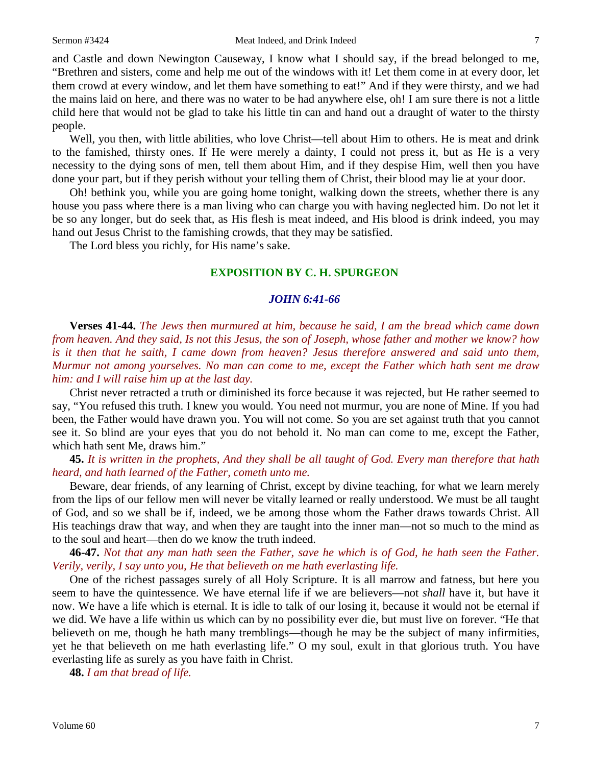and Castle and down Newington Causeway, I know what I should say, if the bread belonged to me, "Brethren and sisters, come and help me out of the windows with it! Let them come in at every door, let them crowd at every window, and let them have something to eat!" And if they were thirsty, and we had the mains laid on here, and there was no water to be had anywhere else, oh! I am sure there is not a little child here that would not be glad to take his little tin can and hand out a draught of water to the thirsty people.

Well, you then, with little abilities, who love Christ—tell about Him to others. He is meat and drink to the famished, thirsty ones. If He were merely a dainty, I could not press it, but as He is a very necessity to the dying sons of men, tell them about Him, and if they despise Him, well then you have done your part, but if they perish without your telling them of Christ, their blood may lie at your door.

Oh! bethink you, while you are going home tonight, walking down the streets, whether there is any house you pass where there is a man living who can charge you with having neglected him. Do not let it be so any longer, but do seek that, as His flesh is meat indeed, and His blood is drink indeed, you may hand out Jesus Christ to the famishing crowds, that they may be satisfied.

The Lord bless you richly, for His name's sake.

## EXPOSITION BY C. H. SPURGEON

### *JOHN 6:41-66*

**Verses 41-44.** *The Jews then murmured at him, because he said, I am the bread which came down from heaven. And they said, Is not this Jesus, the son of Joseph, whose father and mother we know? how is it then that he saith, I came down from heaven? Jesus therefore answered and said unto them, Murmur not among yourselves. No man can come to me, except the Father which hath sent me draw him: and I will raise him up at the last day.*

Christ never retracted a truth or diminished its force because it was rejected, but He rather seemed to say, "You refused this truth. I knew you would. You need not murmur, you are none of Mine. If you had been, the Father would have drawn you. You will not come. So you are set against truth that you cannot see it. So blind are your eyes that you do not behold it. No man can come to me, except the Father, which hath sent Me, draws him."

**45.** *It is written in the prophets, And they shall be all taught of God. Every man therefore that hath heard, and hath learned of the Father, cometh unto me.*

Beware, dear friends, of any learning of Christ, except by divine teaching, for what we learn merely from the lips of our fellow men will never be vitally learned or really understood. We must be all taught of God, and so we shall be if, indeed, we be among those whom the Father draws towards Christ. All His teachings draw that way, and when they are taught into the inner man—not so much to the mind as to the soul and heart—then do we know the truth indeed.

**46-47.** *Not that any man hath seen the Father, save he which is of God, he hath seen the Father. Verily, verily, I say unto you, He that believeth on me hath everlasting life.*

One of the richest passages surely of all Holy Scripture. It is all marrow and fatness, but here you seem to have the quintessence. We have eternal life if we are believers—not *shall* have it, but have it now. We have a life which is eternal. It is idle to talk of our losing it, because it would not be eternal if we did. We have a life within us which can by no possibility ever die, but must live on forever. "He that believeth on me, though he hath many tremblings—though he may be the subject of many infirmities, yet he that believeth on me hath everlasting life." O my soul, exult in that glorious truth. You have everlasting life as surely as you have faith in Christ.

**48.** *I am that bread of life.*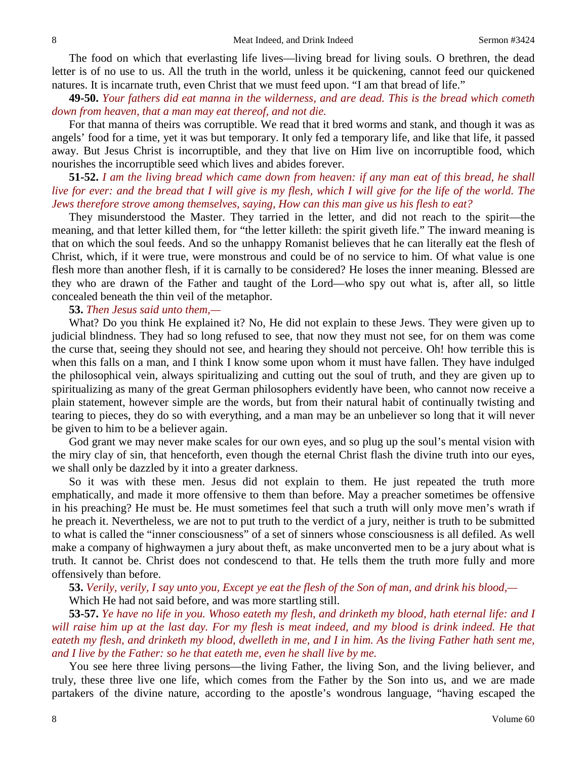The food on which that everlasting life lives—living bread for living souls. O brethren, the dead letter is of no use to us. All the truth in the world, unless it be quickening, cannot feed our quickened natures. It is incarnate truth, even Christ that we must feed upon. "I am that bread of life."

**49-50.** *Your fathers did eat manna in the wilderness, and are dead. This is the bread which cometh down from heaven, that a man may eat thereof, and not die.*

For that manna of theirs was corruptible. We read that it bred worms and stank, and though it was as angels' food for a time, yet it was but temporary. It only fed a temporary life, and like that life, it passed away. But Jesus Christ is incorruptible, and they that live on Him live on incorruptible food, which nourishes the incorruptible seed which lives and abides forever.

**51-52.** *I am the living bread which came down from heaven: if any man eat of this bread, he shall live for ever: and the bread that I will give is my flesh, which I will give for the life of the world. The Jews therefore strove among themselves, saying, How can this man give us his flesh to eat?*

They misunderstood the Master. They tarried in the letter, and did not reach to the spirit—the meaning, and that letter killed them, for "the letter killeth: the spirit giveth life." The inward meaning is that on which the soul feeds. And so the unhappy Romanist believes that he can literally eat the flesh of Christ, which, if it were true, were monstrous and could be of no service to him. Of what value is one flesh more than another flesh, if it is carnally to be considered? He loses the inner meaning. Blessed are they who are drawn of the Father and taught of the Lord—who spy out what is, after all, so little concealed beneath the thin veil of the metaphor.

**53.** *Then Jesus said unto them,—*

What? Do you think He explained it? No, He did not explain to these Jews. They were given up to judicial blindness. They had so long refused to see, that now they must not see, for on them was come the curse that, seeing they should not see, and hearing they should not perceive. Oh! how terrible this is when this falls on a man, and I think I know some upon whom it must have fallen. They have indulged the philosophical vein, always spiritualizing and cutting out the soul of truth, and they are given up to spiritualizing as many of the great German philosophers evidently have been, who cannot now receive a plain statement, however simple are the words, but from their natural habit of continually twisting and tearing to pieces, they do so with everything, and a man may be an unbeliever so long that it will never be given to him to be a believer again.

God grant we may never make scales for our own eyes, and so plug up the soul's mental vision with the miry clay of sin, that henceforth, even though the eternal Christ flash the divine truth into our eyes, we shall only be dazzled by it into a greater darkness.

So it was with these men. Jesus did not explain to them. He just repeated the truth more emphatically, and made it more offensive to them than before. May a preacher sometimes be offensive in his preaching? He must be. He must sometimes feel that such a truth will only move men's wrath if he preach it. Nevertheless, we are not to put truth to the verdict of a jury, neither is truth to be submitted to what is called the "inner consciousness" of a set of sinners whose consciousness is all defiled. As well make a company of highwaymen a jury about theft, as make unconverted men to be a jury about what is truth. It cannot be. Christ does not condescend to that. He tells them the truth more fully and more offensively than before.

**53.** *Verily, verily, I say unto you, Except ye eat the flesh of the Son of man, and drink his blood,—*

Which He had not said before, and was more startling still.

**53-57.** *Ye have no life in you. Whoso eateth my flesh, and drinketh my blood, hath eternal life: and I will raise him up at the last day. For my flesh is meat indeed, and my blood is drink indeed. He that eateth my flesh, and drinketh my blood, dwelleth in me, and I in him. As the living Father hath sent me, and I live by the Father: so he that eateth me, even he shall live by me.*

You see here three living persons—the living Father, the living Son, and the living believer, and truly, these three live one life, which comes from the Father by the Son into us, and we are made partakers of the divine nature, according to the apostle's wondrous language, "having escaped the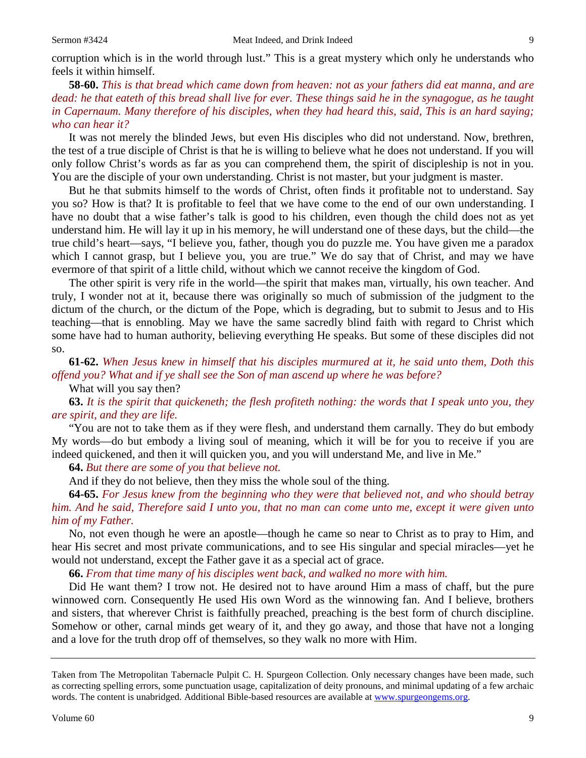corruption which is in the world through lust." This is a great mystery which only he understands who feels it within himself.

**58-60.** *This is that bread which came down from heaven: not as your fathers did eat manna, and are dead: he that eateth of this bread shall live for ever. These things said he in the synagogue, as he taught in Capernaum. Many therefore of his disciples, when they had heard this, said, This is an hard saying; who can hear it?*

It was not merely the blinded Jews, but even His disciples who did not understand. Now, brethren, the test of a true disciple of Christ is that he is willing to believe what he does not understand. If you will only follow Christ's words as far as you can comprehend them, the spirit of discipleship is not in you. You are the disciple of your own understanding. Christ is not master, but your judgment is master.

But he that submits himself to the words of Christ, often finds it profitable not to understand. Say you so? How is that? It is profitable to feel that we have come to the end of our own understanding. I have no doubt that a wise father's talk is good to his children, even though the child does not as yet understand him. He will lay it up in his memory, he will understand one of these days, but the child—the true child's heart—says, "I believe you, father, though you do puzzle me. You have given me a paradox which I cannot grasp, but I believe you, you are true." We do say that of Christ, and may we have evermore of that spirit of a little child, without which we cannot receive the kingdom of God.

The other spirit is very rife in the world—the spirit that makes man, virtually, his own teacher. And truly, I wonder not at it, because there was originally so much of submission of the judgment to the dictum of the church, or the dictum of the Pope, which is degrading, but to submit to Jesus and to His teaching—that is ennobling. May we have the same sacredly blind faith with regard to Christ which some have had to human authority, believing everything He speaks. But some of these disciples did not so.

**61-62.** *When Jesus knew in himself that his disciples murmured at it, he said unto them, Doth this offend you? What and if ye shall see the Son of man ascend up where he was before?*

What will you say then?

**63.** *It is the spirit that quickeneth; the flesh profiteth nothing: the words that I speak unto you, they are spirit, and they are life.*

"You are not to take them as if they were flesh, and understand them carnally. They do but embody My words—do but embody a living soul of meaning, which it will be for you to receive if you are indeed quickened, and then it will quicken you, and you will understand Me, and live in Me."

**64.** *But there are some of you that believe not.*

And if they do not believe, then they miss the whole soul of the thing.

**64-65.** *For Jesus knew from the beginning who they were that believed not, and who should betray him. And he said, Therefore said I unto you, that no man can come unto me, except it were given unto him of my Father.*

No, not even though he were an apostle—though he came so near to Christ as to pray to Him, and hear His secret and most private communications, and to see His singular and special miracles—yet he would not understand, except the Father gave it as a special act of grace.

**66.** *From that time many of his disciples went back, and walked no more with him.*

Did He want them? I trow not. He desired not to have around Him a mass of chaff, but the pure winnowed corn. Consequently He used His own Word as the winnowing fan. And I believe, brothers and sisters, that wherever Christ is faithfully preached, preaching is the best form of church discipline. Somehow or other, carnal minds get weary of it, and they go away, and those that have not a longing and a love for the truth drop off of themselves, so they walk no more with Him.

---

Taken from The Metropolitan Tabernacle Pulpit C. H. Spurgeon Collection. Only necessary changes have been made, such as correcting spelling errors, some punctuation usage, capitalization of deity pronouns, and minimal updating of a few archaic words. The content is unabridged. Additional Bible-based resources are available at www.spurgeongems.org.